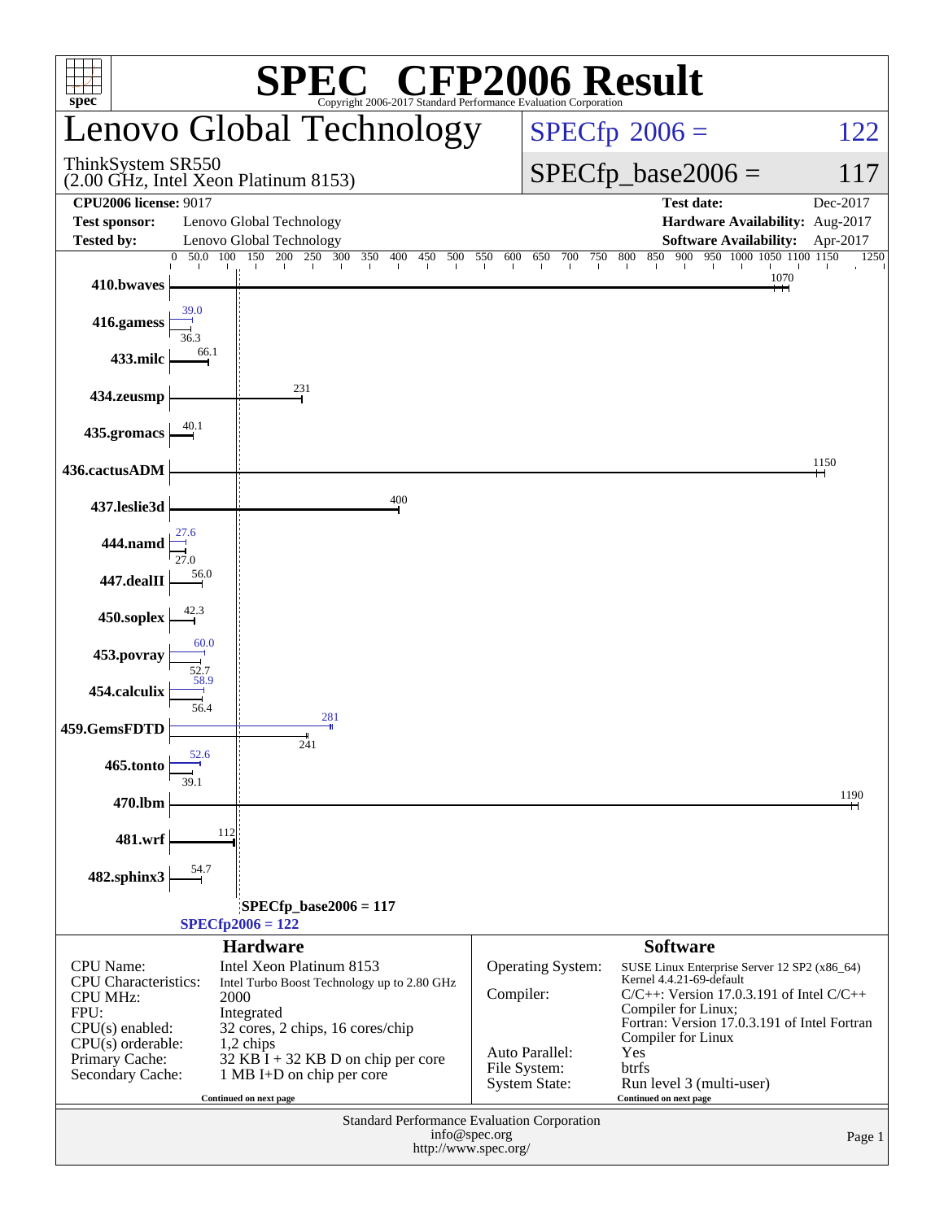# SPEC CFP2006 Result

Copyright 2006-2017 Standard Performance Evaluation Corporation

## Lenovo Global Technology

ThinkSystem SR550
(2.00 GHz, Intel Xeon Platinum 8153)

SPECfp 2006 = 122

SPECfp_base2006 = 117

| | | | |
|---|---|---|---|
| **CPU2006 license:** 9017 | | **Test date:** | Dec-2017 |
| **Test sponsor:** | Lenovo Global Technology | **Hardware Availability:** | Aug-2017 |
| **Tested by:** | Lenovo Global Technology | **Software Availability:** | Apr-2017 |

| Benchmark | Peak | Base |
|---|---|---|
| 410.bwaves | | 1070 |
| 416.gamess | 39.0 | 36.3 |
| 433.milc | | 66.1 |
| 434.zeusmp | | 231 |
| 435.gromacs | | 40.1 |
| 436.cactusADM | | 1150 |
| 437.leslie3d | | 400 |
| 444.namd | 27.6 | 27.0 |
| 447.dealII | | 56.0 |
| 450.soplex | | 42.3 |
| 453.povray | 60.0 | 52.7 |
| 454.calculix | 58.9 | 56.4 |
| 459.GemsFDTD | 281 | 241 |
| 465.tonto | 52.6 | 39.1 |
| 470.lbm | | 1190 |
| 481.wrf | | 112 |
| 482.sphinx3 | | 54.7 |

SPECfp_base2006 = 117

SPECfp2006 = 122

### Hardware

| | |
|---|---|
| CPU Name: | Intel Xeon Platinum 8153 |
| CPU Characteristics: | Intel Turbo Boost Technology up to 2.80 GHz |
| CPU MHz: | 2000 |
| FPU: | Integrated |
| CPU(s) enabled: | 32 cores, 2 chips, 16 cores/chip |
| CPU(s) orderable: | 1,2 chips |
| Primary Cache: | 32 KB I + 32 KB D on chip per core |
| Secondary Cache: | 1 MB I+D on chip per core |

Continued on next page

### Software

| | |
|---|---|
| Operating System: | SUSE Linux Enterprise Server 12 SP2 (x86_64) Kernel 4.4.21-69-default |
| Compiler: | C/C++: Version 17.0.3.191 of Intel C/C++ Compiler for Linux; Fortran: Version 17.0.3.191 of Intel Fortran Compiler for Linux |
| Auto Parallel: | Yes |
| File System: | btrfs |
| System State: | Run level 3 (multi-user) |

Continued on next page

Standard Performance Evaluation Corporation
info@spec.org
http://www.spec.org/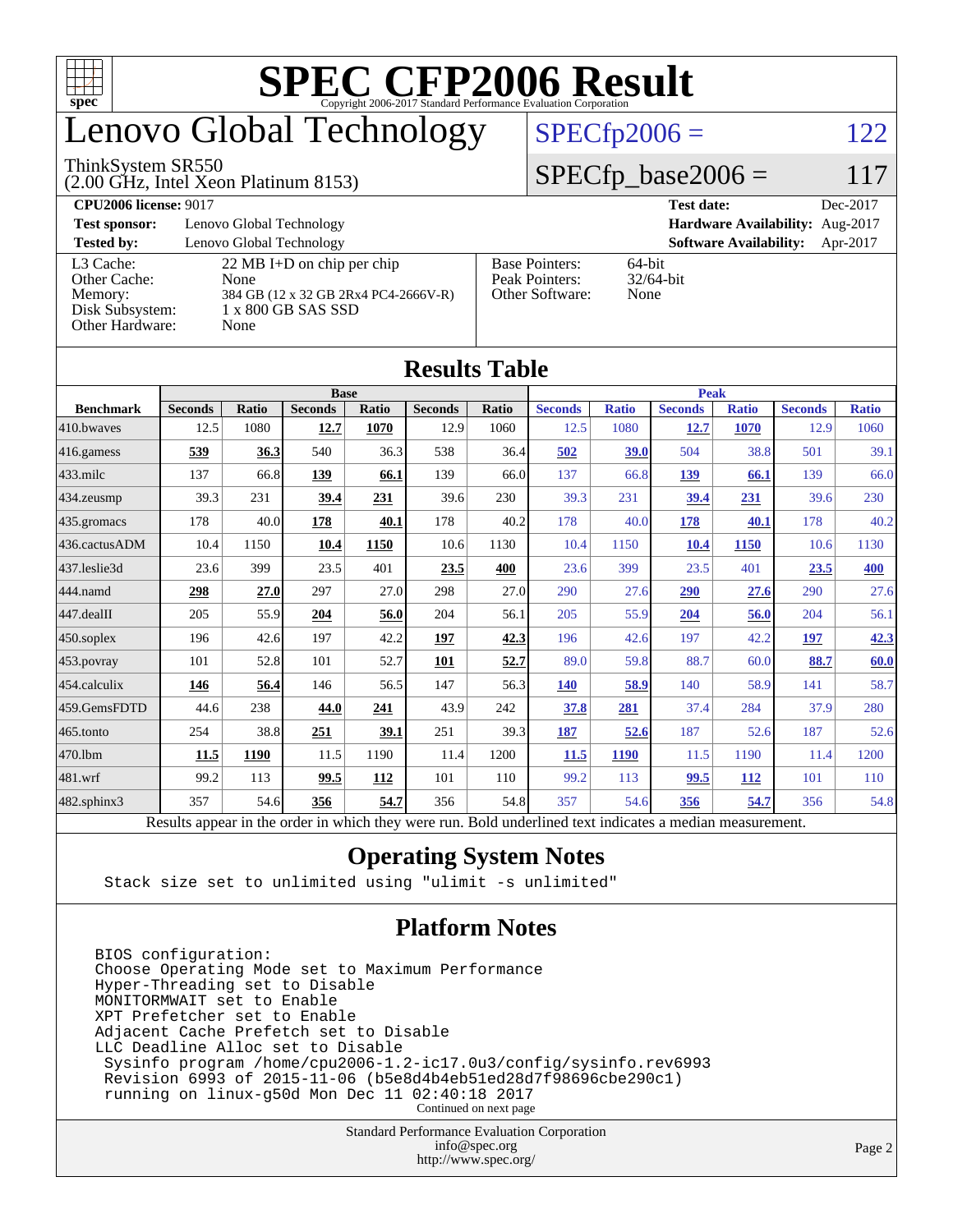# SPEC CFP2006 Result

Copyright 2006-2017 Standard Performance Evaluation Corporation

# Lenovo Global Technology

ThinkSystem SR550
(2.00 GHz, Intel Xeon Platinum 8153)

SPECfp2006 = 122

SPECfp_base2006 = 117

| | | | |
|---|---|---|---|
| **CPU2006 license:** 9017 | | **Test date:** | Dec-2017 |
| **Test sponsor:** | Lenovo Global Technology | **Hardware Availability:** | Aug-2017 |
| **Tested by:** | Lenovo Global Technology | **Software Availability:** | Apr-2017 |

| | |
|---|---|
| L3 Cache: | 22 MB I+D on chip per chip |
| Other Cache: | None |
| Memory: | 384 GB (12 x 32 GB 2Rx4 PC4-2666V-R) |
| Disk Subsystem: | 1 x 800 GB SAS SSD |
| Other Hardware: | None |

| | |
|---|---|
| Base Pointers: | 64-bit |
| Peak Pointers: | 32/64-bit |
| Other Software: | None |

## Results Table

| | Base | | | | | | Peak | | | | | |
|---|---|---|---|---|---|---|---|---|---|---|---|---|
| **Benchmark** | **Seconds** | **Ratio** | **Seconds** | **Ratio** | **Seconds** | **Ratio** | **Seconds** | **Ratio** | **Seconds** | **Ratio** | **Seconds** | **Ratio** |
| 410.bwaves | 12.5 | 1080 | **12.7** | **1070** | 12.9 | 1060 | 12.5 | 1080 | **12.7** | **1070** | 12.9 | 1060 |
| 416.gamess | **539** | **36.3** | 540 | 36.3 | 538 | 36.4 | **502** | **39.0** | 504 | 38.8 | 501 | 39.1 |
| 433.milc | 137 | 66.8 | **139** | **66.1** | 139 | 66.0 | 137 | 66.8 | **139** | **66.1** | 139 | 66.0 |
| 434.zeusmp | 39.3 | 231 | **39.4** | **231** | 39.6 | 230 | 39.3 | 231 | **39.4** | **231** | 39.6 | 230 |
| 435.gromacs | 178 | 40.0 | **178** | **40.1** | 178 | 40.2 | 178 | 40.0 | **178** | **40.1** | 178 | 40.2 |
| 436.cactusADM | 10.4 | 1150 | **10.4** | **1150** | 10.6 | 1130 | 10.4 | 1150 | **10.4** | **1150** | 10.6 | 1130 |
| 437.leslie3d | 23.6 | 399 | 23.5 | 401 | **23.5** | **400** | 23.6 | 399 | 23.5 | 401 | **23.5** | **400** |
| 444.namd | **298** | **27.0** | 297 | 27.0 | 298 | 27.0 | 290 | 27.6 | **290** | **27.6** | 290 | 27.6 |
| 447.dealII | 205 | 55.9 | **204** | **56.0** | 204 | 56.1 | 205 | 55.9 | **204** | **56.0** | 204 | 56.1 |
| 450.soplex | 196 | 42.6 | 197 | 42.2 | **197** | **42.3** | 196 | 42.6 | 197 | 42.2 | **197** | **42.3** |
| 453.povray | 101 | 52.8 | 101 | 52.7 | **101** | **52.7** | 89.0 | 59.8 | 88.7 | 60.0 | **88.7** | **60.0** |
| 454.calculix | **146** | **56.4** | 146 | 56.5 | 147 | 56.3 | **140** | **58.9** | 140 | 58.9 | 141 | 58.7 |
| 459.GemsFDTD | 44.6 | 238 | **44.0** | **241** | 43.9 | 242 | **37.8** | **281** | 37.4 | 284 | 37.9 | 280 |
| 465.tonto | 254 | 38.8 | **251** | **39.1** | 251 | 39.3 | **187** | **52.6** | 187 | 52.6 | 187 | 52.6 |
| 470.lbm | **11.5** | **1190** | 11.5 | 1190 | 11.4 | 1200 | **11.5** | **1190** | 11.5 | 1190 | 11.4 | 1200 |
| 481.wrf | 99.2 | 113 | **99.5** | **112** | 101 | 110 | 99.2 | 113 | **99.5** | **112** | 101 | 110 |
| 482.sphinx3 | 357 | 54.6 | **356** | **54.7** | 356 | 54.8 | 357 | 54.6 | **356** | **54.7** | 356 | 54.8 |

Results appear in the order in which they were run. Bold underlined text indicates a median measurement.

## Operating System Notes

```
Stack size set to unlimited using "ulimit -s unlimited"
```

## Platform Notes

```
BIOS configuration:
Choose Operating Mode set to Maximum Performance
Hyper-Threading set to Disable
MONITORMWAIT set to Enable
XPT Prefetcher set to Enable
Adjacent Cache Prefetch set to Disable
LLC Deadline Alloc set to Disable
 Sysinfo program /home/cpu2006-1.2-ic17.0u3/config/sysinfo.rev6993
 Revision 6993 of 2015-11-06 (b5e8d4b4eb51ed28d7f98696cbe290c1)
 running on linux-g50d Mon Dec 11 02:40:18 2017
```

Continued on next page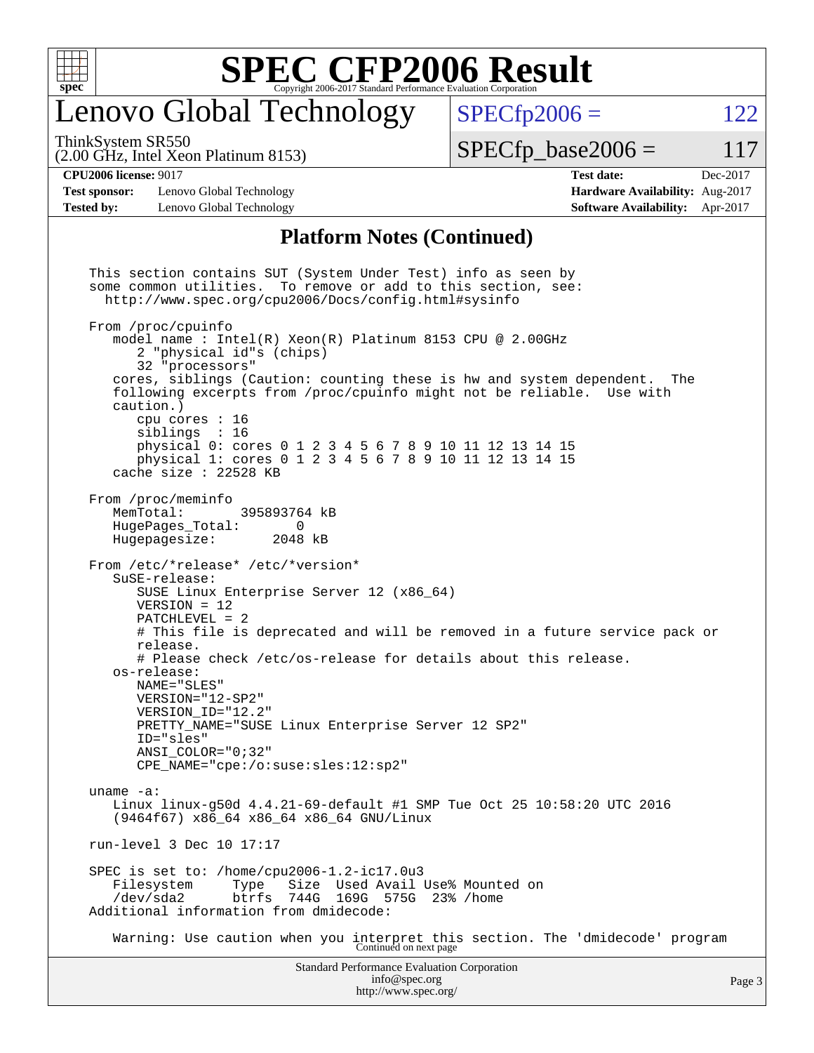# Lenovo Global Technology

ThinkSystem SR550
(2.00 GHz, Intel Xeon Platinum 8153)

SPECfp2006 = 122

SPECfp_base2006 = 117

**CPU2006 license:** 9017 | **Test date:** Dec-2017
**Test sponsor:** Lenovo Global Technology | **Hardware Availability:** Aug-2017
**Tested by:** Lenovo Global Technology | **Software Availability:** Apr-2017

## Platform Notes (Continued)

```
This section contains SUT (System Under Test) info as seen by
some common utilities.  To remove or add to this section, see:
  http://www.spec.org/cpu2006/Docs/config.html#sysinfo

From /proc/cpuinfo
   model name : Intel(R) Xeon(R) Platinum 8153 CPU @ 2.00GHz
      2 "physical id"s (chips)
      32 "processors"
   cores, siblings (Caution: counting these is hw and system dependent.  The
   following excerpts from /proc/cpuinfo might not be reliable.  Use with
   caution.)
      cpu cores : 16
      siblings  : 16
      physical 0: cores 0 1 2 3 4 5 6 7 8 9 10 11 12 13 14 15
      physical 1: cores 0 1 2 3 4 5 6 7 8 9 10 11 12 13 14 15
   cache size : 22528 KB

From /proc/meminfo
   MemTotal:       395893764 kB
   HugePages_Total:       0
   Hugepagesize:       2048 kB

From /etc/*release* /etc/*version*
   SuSE-release:
      SUSE Linux Enterprise Server 12 (x86_64)
      VERSION = 12
      PATCHLEVEL = 2
      # This file is deprecated and will be removed in a future service pack or
      release.
      # Please check /etc/os-release for details about this release.
   os-release:
      NAME="SLES"
      VERSION="12-SP2"
      VERSION_ID="12.2"
      PRETTY_NAME="SUSE Linux Enterprise Server 12 SP2"
      ID="sles"
      ANSI_COLOR="0;32"
      CPE_NAME="cpe:/o:suse:sles:12:sp2"

uname -a:
   Linux linux-g50d 4.4.21-69-default #1 SMP Tue Oct 25 10:58:20 UTC 2016
   (9464f67) x86_64 x86_64 x86_64 GNU/Linux

run-level 3 Dec 10 17:17

SPEC is set to: /home/cpu2006-1.2-ic17.0u3
   Filesystem     Type   Size  Used Avail Use% Mounted on
   /dev/sda2      btrfs  744G  169G  575G  23% /home
Additional information from dmidecode:

   Warning: Use caution when you interpret this section. The 'dmidecode' program
```

Continued on next page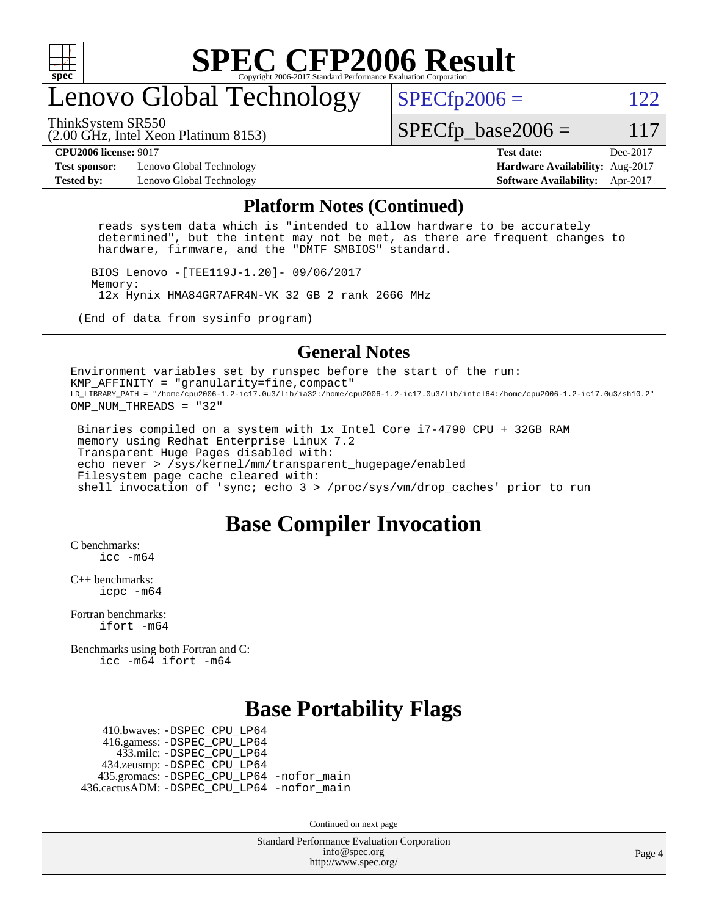# SPEC CFP2006 Result

Copyright 2006-2017 Standard Performance Evaluation Corporation

# Lenovo Global Technology

ThinkSystem SR550
(2.00 GHz, Intel Xeon Platinum 8153)

SPECfp2006 = 122

SPECfp_base2006 = 117

**CPU2006 license:** 9017
**Test sponsor:** Lenovo Global Technology
**Tested by:** Lenovo Global Technology

**Test date:** Dec-2017
**Hardware Availability:** Aug-2017
**Software Availability:** Apr-2017

## Platform Notes (Continued)

```
reads system data which is "intended to allow hardware to be accurately
determined", but the intent may not be met, as there are frequent changes to
hardware, firmware, and the "DMTF SMBIOS" standard.

BIOS Lenovo -[TEE119J-1.20]- 09/06/2017
Memory:
 12x Hynix HMA84GR7AFR4N-VK 32 GB 2 rank 2666 MHz

(End of data from sysinfo program)
```

## General Notes

```
Environment variables set by runspec before the start of the run:
KMP_AFFINITY = "granularity=fine,compact"
LD_LIBRARY_PATH = "/home/cpu2006-1.2-ic17.0u3/lib/ia32:/home/cpu2006-1.2-ic17.0u3/lib/intel64:/home/cpu2006-1.2-ic17.0u3/sh10.2"
OMP_NUM_THREADS = "32"

 Binaries compiled on a system with 1x Intel Core i7-4790 CPU + 32GB RAM
 memory using Redhat Enterprise Linux 7.2
 Transparent Huge Pages disabled with:
 echo never > /sys/kernel/mm/transparent_hugepage/enabled
 Filesystem page cache cleared with:
 shell invocation of 'sync; echo 3 > /proc/sys/vm/drop_caches' prior to run
```

## Base Compiler Invocation

C benchmarks:
icc -m64

C++ benchmarks:
icpc -m64

Fortran benchmarks:
ifort -m64

Benchmarks using both Fortran and C:
icc -m64 ifort -m64

## Base Portability Flags

410.bwaves: -DSPEC_CPU_LP64
416.gamess: -DSPEC_CPU_LP64
433.milc: -DSPEC_CPU_LP64
434.zeusmp: -DSPEC_CPU_LP64
435.gromacs: -DSPEC_CPU_LP64 -nofor_main
436.cactusADM: -DSPEC_CPU_LP64 -nofor_main

Continued on next page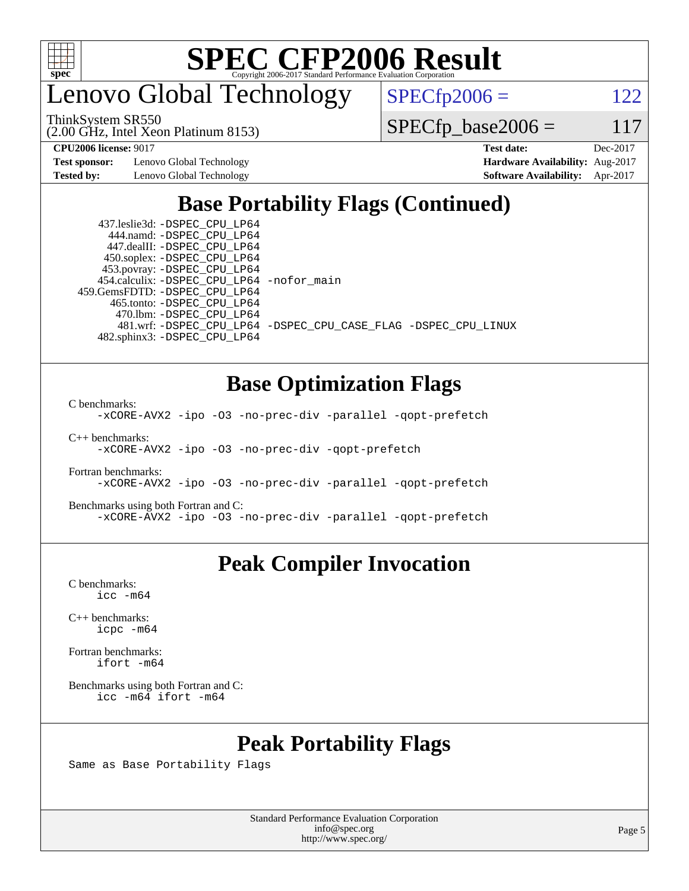# SPEC CFP2006 Result

Copyright 2006-2017 Standard Performance Evaluation Corporation

## Lenovo Global Technology

ThinkSystem SR550
(2.00 GHz, Intel Xeon Platinum 8153)

SPECfp2006 = 122

SPECfp_base2006 = 117

| | | | |
|---|---|---|---|
| **CPU2006 license:** 9017 | | **Test date:** | Dec-2017 |
| **Test sponsor:** | Lenovo Global Technology | **Hardware Availability:** | Aug-2017 |
| **Tested by:** | Lenovo Global Technology | **Software Availability:** | Apr-2017 |

## Base Portability Flags (Continued)

437.leslie3d: -DSPEC_CPU_LP64
444.namd: -DSPEC_CPU_LP64
447.dealII: -DSPEC_CPU_LP64
450.soplex: -DSPEC_CPU_LP64
453.povray: -DSPEC_CPU_LP64
454.calculix: -DSPEC_CPU_LP64 -nofor_main
459.GemsFDTD: -DSPEC_CPU_LP64
465.tonto: -DSPEC_CPU_LP64
470.lbm: -DSPEC_CPU_LP64
481.wrf: -DSPEC_CPU_LP64 -DSPEC_CPU_CASE_FLAG -DSPEC_CPU_LINUX
482.sphinx3: -DSPEC_CPU_LP64

## Base Optimization Flags

C benchmarks:
-xCORE-AVX2 -ipo -O3 -no-prec-div -parallel -qopt-prefetch

C++ benchmarks:
-xCORE-AVX2 -ipo -O3 -no-prec-div -qopt-prefetch

Fortran benchmarks:
-xCORE-AVX2 -ipo -O3 -no-prec-div -parallel -qopt-prefetch

Benchmarks using both Fortran and C:
-xCORE-AVX2 -ipo -O3 -no-prec-div -parallel -qopt-prefetch

## Peak Compiler Invocation

C benchmarks:
icc -m64

C++ benchmarks:
icpc -m64

Fortran benchmarks:
ifort -m64

Benchmarks using both Fortran and C:
icc -m64 ifort -m64

## Peak Portability Flags

Same as Base Portability Flags

Standard Performance Evaluation Corporation
info@spec.org
http://www.spec.org/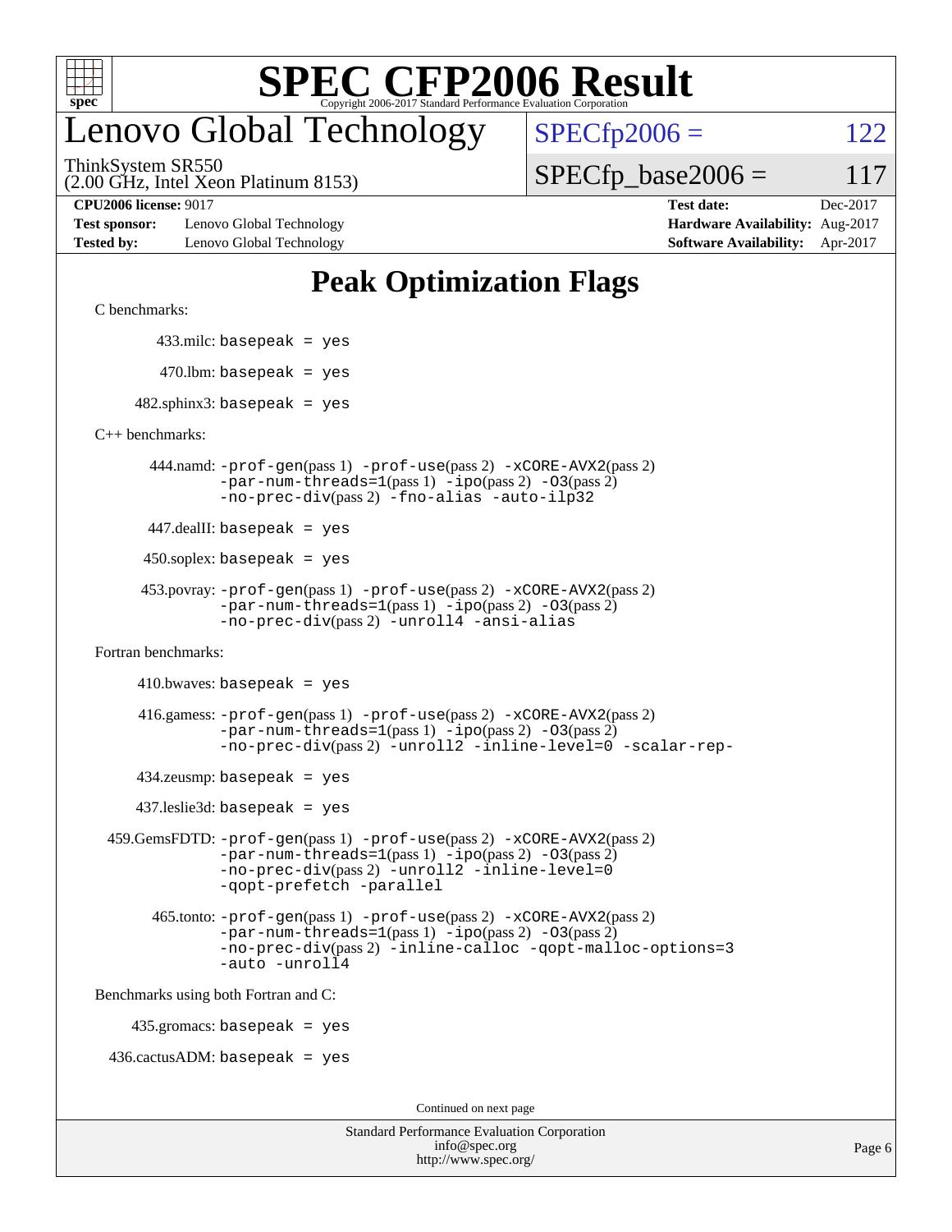# SPEC CFP2006 Result

Copyright 2006-2017 Standard Performance Evaluation Corporation

## Lenovo Global Technology

ThinkSystem SR550
(2.00 GHz, Intel Xeon Platinum 8153)

SPECfp2006 = 122

SPECfp_base2006 = 117

| | | | |
|---|---|---|---|
| **CPU2006 license:** 9017 | | **Test date:** | Dec-2017 |
| **Test sponsor:** | Lenovo Global Technology | **Hardware Availability:** | Aug-2017 |
| **Tested by:** | Lenovo Global Technology | **Software Availability:** | Apr-2017 |

## Peak Optimization Flags

C benchmarks:

433.milc: `basepeak = yes`

470.lbm: `basepeak = yes`

482.sphinx3: `basepeak = yes`

C++ benchmarks:

444.namd: `-prof-gen`(pass 1) `-prof-use`(pass 2) `-xCORE-AVX2`(pass 2) `-par-num-threads=1`(pass 1) `-ipo`(pass 2) `-O3`(pass 2) `-no-prec-div`(pass 2) `-fno-alias` `-auto-ilp32`

447.dealII: `basepeak = yes`

450.soplex: `basepeak = yes`

453.povray: `-prof-gen`(pass 1) `-prof-use`(pass 2) `-xCORE-AVX2`(pass 2) `-par-num-threads=1`(pass 1) `-ipo`(pass 2) `-O3`(pass 2) `-no-prec-div`(pass 2) `-unroll4` `-ansi-alias`

Fortran benchmarks:

410.bwaves: `basepeak = yes`

416.gamess: `-prof-gen`(pass 1) `-prof-use`(pass 2) `-xCORE-AVX2`(pass 2) `-par-num-threads=1`(pass 1) `-ipo`(pass 2) `-O3`(pass 2) `-no-prec-div`(pass 2) `-unroll2` `-inline-level=0` `-scalar-rep-`

434.zeusmp: `basepeak = yes`

437.leslie3d: `basepeak = yes`

459.GemsFDTD: `-prof-gen`(pass 1) `-prof-use`(pass 2) `-xCORE-AVX2`(pass 2) `-par-num-threads=1`(pass 1) `-ipo`(pass 2) `-O3`(pass 2) `-no-prec-div`(pass 2) `-unroll2` `-inline-level=0` `-qopt-prefetch` `-parallel`

465.tonto: `-prof-gen`(pass 1) `-prof-use`(pass 2) `-xCORE-AVX2`(pass 2) `-par-num-threads=1`(pass 1) `-ipo`(pass 2) `-O3`(pass 2) `-no-prec-div`(pass 2) `-inline-calloc` `-qopt-malloc-options=3` `-auto` `-unroll4`

Benchmarks using both Fortran and C:

435.gromacs: `basepeak = yes`

436.cactusADM: `basepeak = yes`

Continued on next page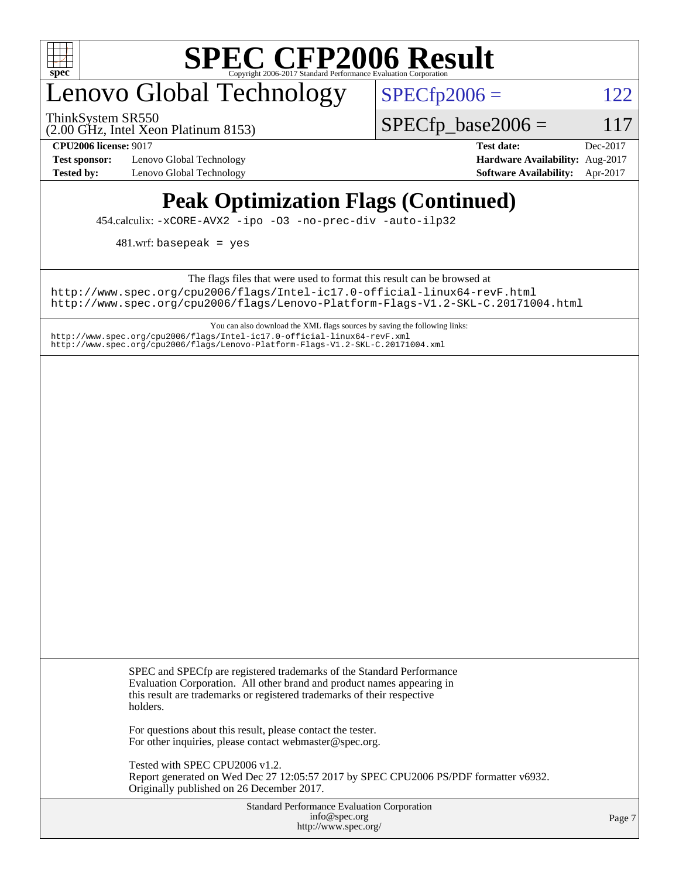# SPEC CFP2006 Result

Copyright 2006-2017 Standard Performance Evaluation Corporation

**Lenovo Global Technology**

ThinkSystem SR550
(2.00 GHz, Intel Xeon Platinum 8153)

SPECfp2006 = 122

SPECfp_base2006 = 117

| | | | |
|---|---|---|---|
| **CPU2006 license:** 9017 | | **Test date:** | Dec-2017 |
| **Test sponsor:** | Lenovo Global Technology | **Hardware Availability:** | Aug-2017 |
| **Tested by:** | Lenovo Global Technology | **Software Availability:** | Apr-2017 |

## Peak Optimization Flags (Continued)

454.calculix: `-xCORE-AVX2 -ipo -O3 -no-prec-div -auto-ilp32`

481.wrf: `basepeak = yes`

The flags files that were used to format this result can be browsed at
http://www.spec.org/cpu2006/flags/Intel-ic17.0-official-linux64-revF.html
http://www.spec.org/cpu2006/flags/Lenovo-Platform-Flags-V1.2-SKL-C.20171004.html

You can also download the XML flags sources by saving the following links:
http://www.spec.org/cpu2006/flags/Intel-ic17.0-official-linux64-revF.xml
http://www.spec.org/cpu2006/flags/Lenovo-Platform-Flags-V1.2-SKL-C.20171004.xml

SPEC and SPECfp are registered trademarks of the Standard Performance Evaluation Corporation. All other brand and product names appearing in this result are trademarks or registered trademarks of their respective holders.

For questions about this result, please contact the tester.
For other inquiries, please contact webmaster@spec.org.

Tested with SPEC CPU2006 v1.2.
Report generated on Wed Dec 27 12:05:57 2017 by SPEC CPU2006 PS/PDF formatter v6932.
Originally published on 26 December 2017.

Standard Performance Evaluation Corporation
info@spec.org
http://www.spec.org/